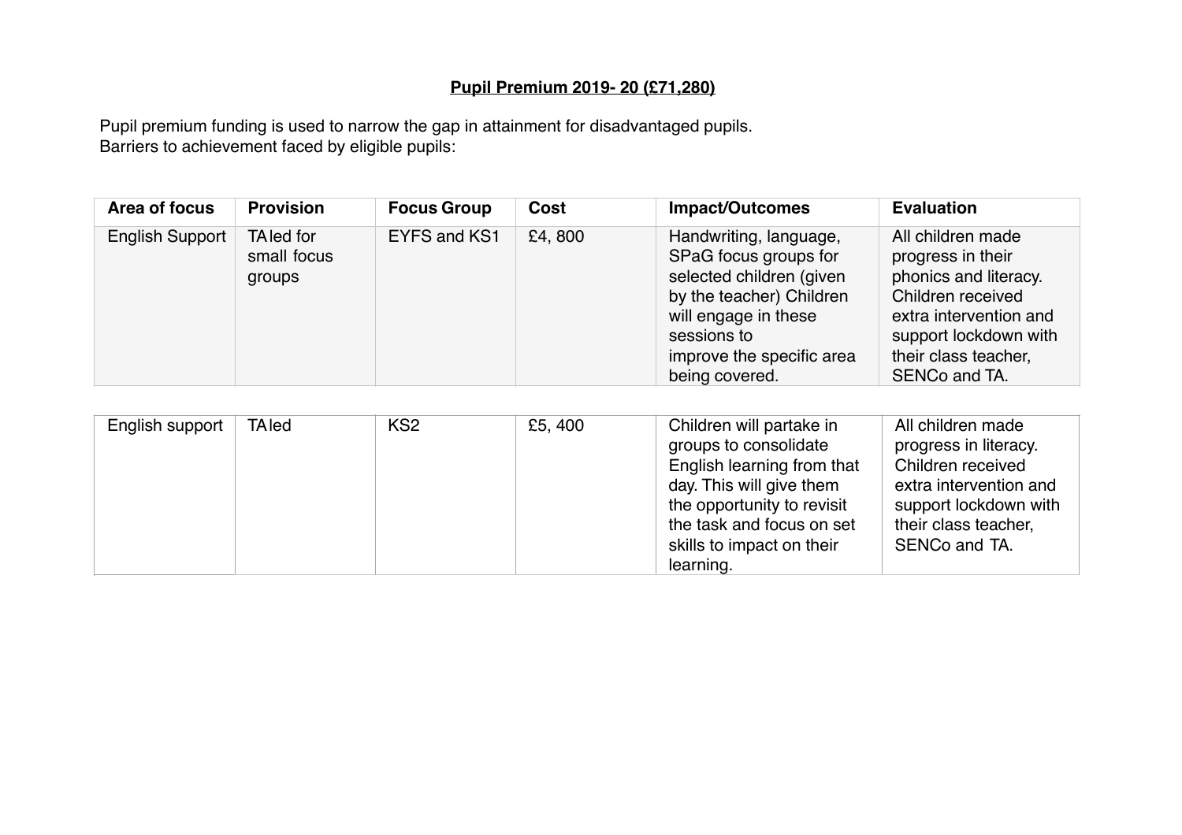**Pupil Premium 2019- 20 (£71,280)**

Pupil premium funding is used to narrow the gap in attainment for disadvantaged pupils.
Barriers to achievement faced by eligible pupils:

| Area of focus | Provision | Focus Group | Cost | Impact/Outcomes | Evaluation |
|---|---|---|---|---|---|
| English Support | TA led for small focus groups | EYFS and KS1 | £4, 800 | Handwriting, language, SPaG focus groups for selected children (given by the teacher) Children will engage in these sessions to improve the specific area being covered. | All children made progress in their phonics and literacy. Children received extra intervention and support lockdown with their class teacher, SENCo and TA. |
| English support | TA led | KS2 | £5, 400 | Children will partake in groups to consolidate English learning from that day. This will give them the opportunity to revisit the task and focus on set skills to impact on their learning. | All children made progress in literacy. Children received extra intervention and support lockdown with their class teacher, SENCo and TA. |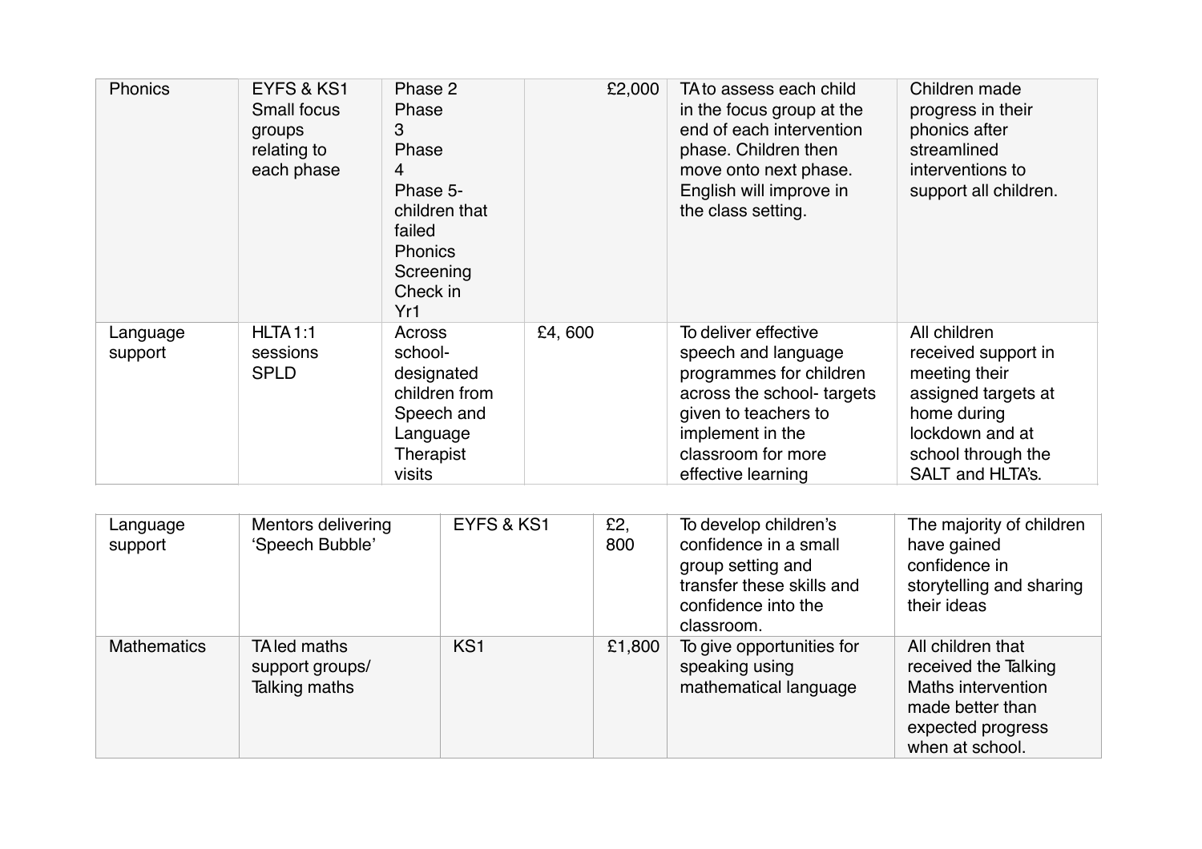| Phonics | EYFS & KS1 Small focus groups relating to each phase | Phase 2 Phase 3 Phase 4 Phase 5- children that failed Phonics Screening Check in Yr1 | £2,000 | TA to assess each child in the focus group at the end of each intervention phase. Children then move onto next phase. English will improve in the class setting. | Children made progress in their phonics after streamlined interventions to support all children. |
|---|---|---|---|---|---|
| Language support | HLTA 1:1 sessions SPLD | Across school- designated children from Speech and Language Therapist visits | £4, 600 | To deliver effective speech and language programmes for children across the school- targets given to teachers to implement in the classroom for more effective learning | All children received support in meeting their assigned targets at home during lockdown and at school through the SALT and HLTA's. |
| Language support | Mentors delivering 'Speech Bubble' | EYFS & KS1 | £2, 800 | To develop children's confidence in a small group setting and transfer these skills and confidence into the classroom. | The majority of children have gained confidence in storytelling and sharing their ideas |
| Mathematics | TA led maths support groups/ Talking maths | KS1 | £1,800 | To give opportunities for speaking using mathematical language | All children that received the Talking Maths intervention made better than expected progress when at school. |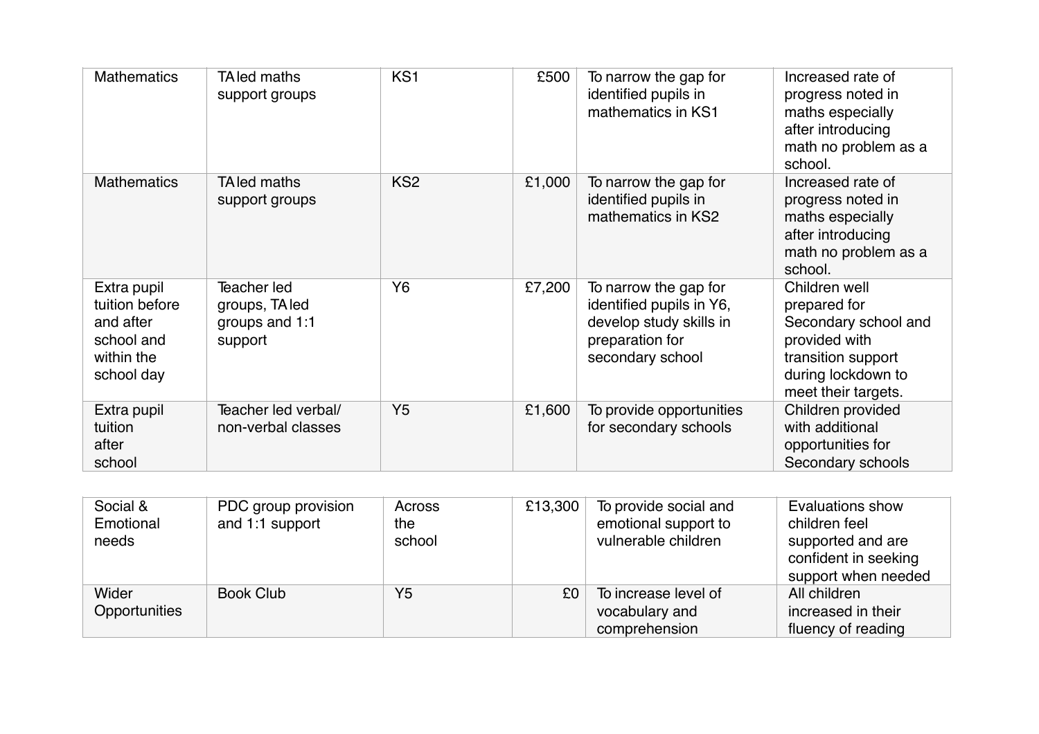| Mathematics | TA led maths support groups | KS1 | £500 | To narrow the gap for identified pupils in mathematics in KS1 | Increased rate of progress noted in maths especially after introducing math no problem as a school. |
|---|---|---|---|---|---|
| Mathematics | TA led maths support groups | KS2 | £1,000 | To narrow the gap for identified pupils in mathematics in KS2 | Increased rate of progress noted in maths especially after introducing math no problem as a school. |
| Extra pupil tuition before and after school and within the school day | Teacher led groups, TA led groups and 1:1 support | Y6 | £7,200 | To narrow the gap for identified pupils in Y6, develop study skills in preparation for secondary school | Children well prepared for Secondary school and provided with transition support during lockdown to meet their targets. |
| Extra pupil tuition after school | Teacher led verbal/ non-verbal classes | Y5 | £1,600 | To provide opportunities for secondary schools | Children provided with additional opportunities for Secondary schools |

| Social & Emotional needs | PDC group provision and 1:1 support | Across the school | £13,300 | To provide social and emotional support to vulnerable children | Evaluations show children feel supported and are confident in seeking support when needed |
|---|---|---|---|---|---|
| Wider Opportunities | Book Club | Y5 | £0 | To increase level of vocabulary and comprehension | All children increased in their fluency of reading |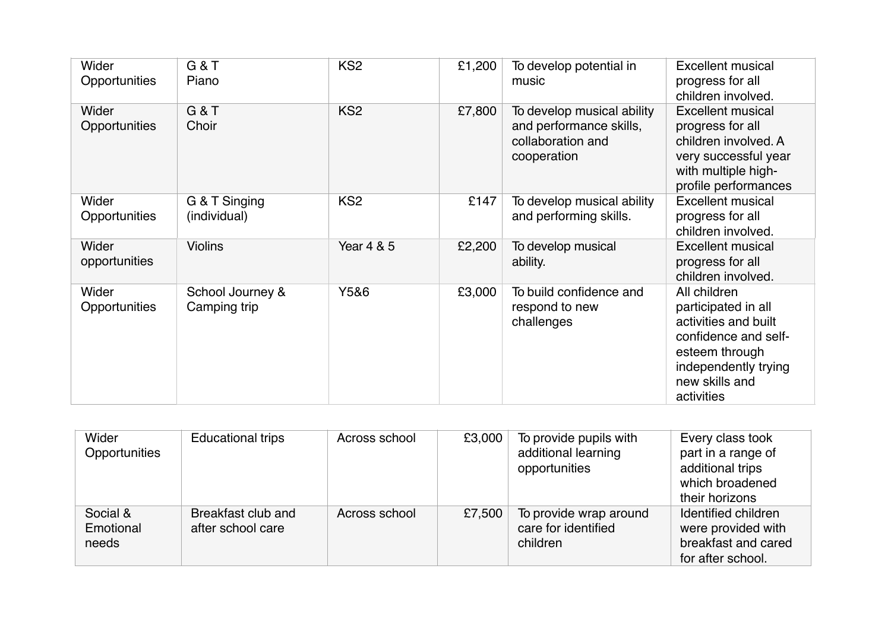| Wider Opportunities | G & T Piano | KS2 | £1,200 | To develop potential in music | Excellent musical progress for all children involved. |
|---|---|---|---|---|---|
| Wider Opportunities | G & T Choir | KS2 | £7,800 | To develop musical ability and performance skills, collaboration and cooperation | Excellent musical progress for all children involved. A very successful year with multiple high-profile performances |
| Wider Opportunities | G & T Singing (individual) | KS2 | £147 | To develop musical ability and performing skills. | Excellent musical progress for all children involved. |
| Wider opportunities | Violins | Year 4 & 5 | £2,200 | To develop musical ability. | Excellent musical progress for all children involved. |
| Wider Opportunities | School Journey & Camping trip | Y5&6 | £3,000 | To build confidence and respond to new challenges | All children participated in all activities and built confidence and self-esteem through independently trying new skills and activities |
| Wider Opportunities | Educational trips | Across school | £3,000 | To provide pupils with additional learning opportunities | Every class took part in a range of additional trips which broadened their horizons |
| Social & Emotional needs | Breakfast club and after school care | Across school | £7,500 | To provide wrap around care for identified children | Identified children were provided with breakfast and cared for after school. |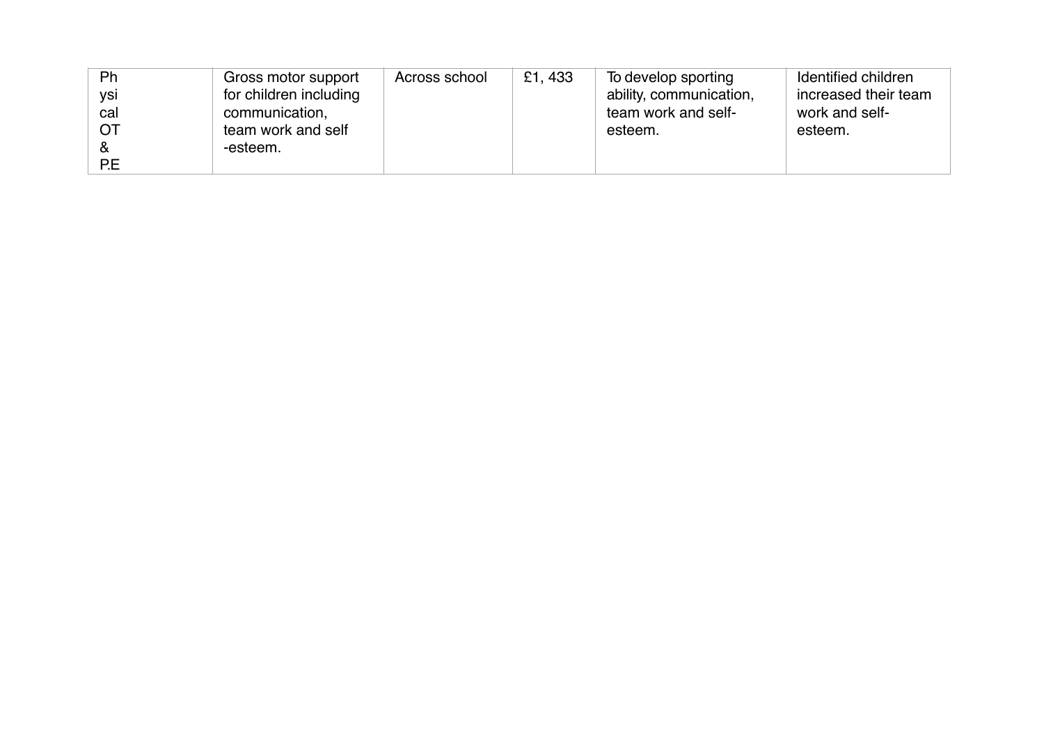| | | | | | |
|---|---|---|---|---|---|
| Physical OT & P.E | Gross motor support for children including communication, team work and self -esteem. | Across school | £1, 433 | To develop sporting ability, communication, team work and self-esteem. | Identified children increased their team work and self-esteem. |